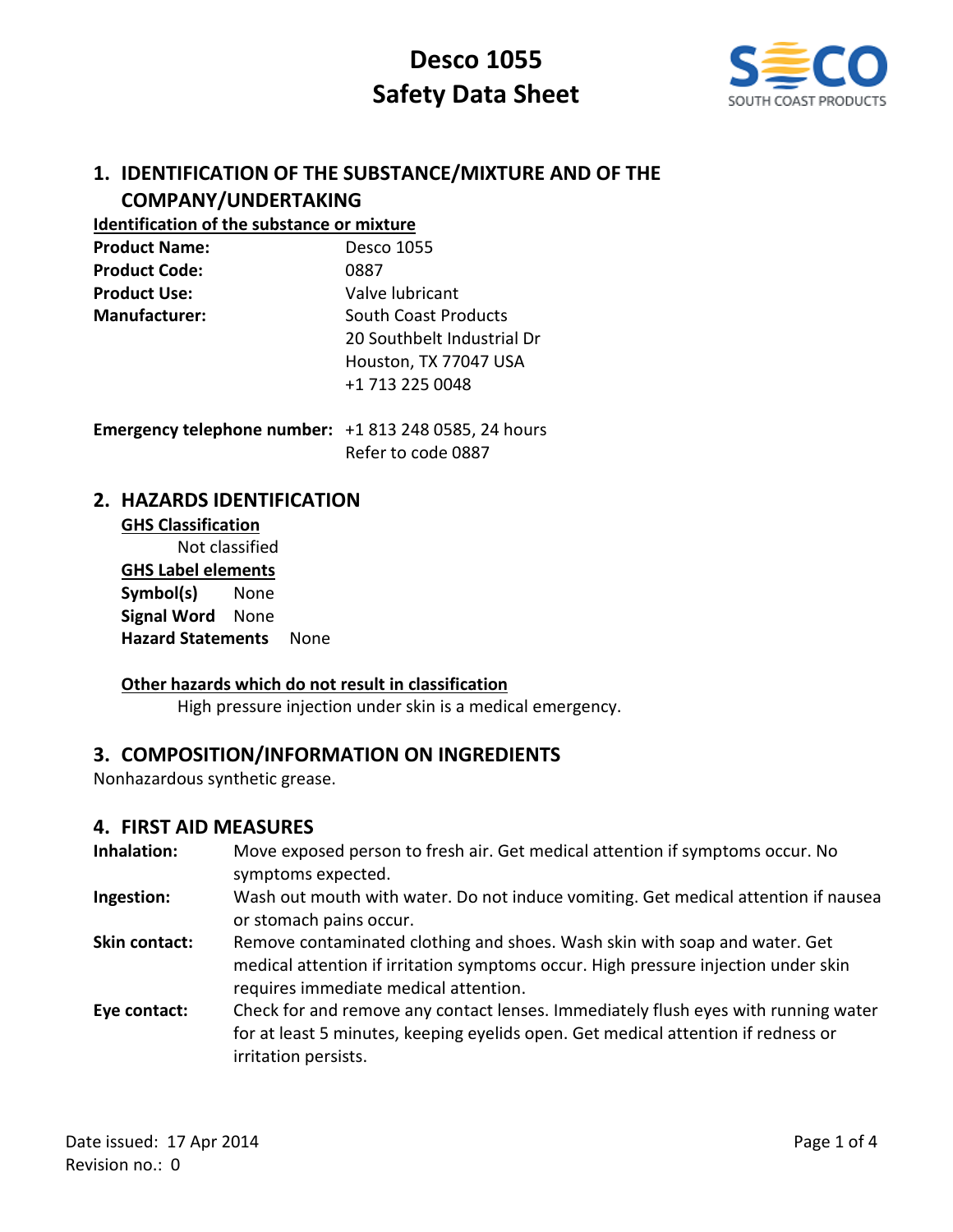# Desco 1055
# Safety Data Sheet

## 1. IDENTIFICATION OF THE SUBSTANCE/MIXTURE AND OF THE COMPANY/UNDERTAKING

**Identification of the substance or mixture**

**Product Name:** Desco 1055

**Product Code:** 0887

**Product Use:** Valve lubricant

**Manufacturer:** South Coast Products
20 Southbelt Industrial Dr
Houston, TX 77047 USA
+1 713 225 0048

**Emergency telephone number:** +1 813 248 0585, 24 hours
Refer to code 0887

## 2. HAZARDS IDENTIFICATION

**GHS Classification**

Not classified

**GHS Label elements**

**Symbol(s)** None

**Signal Word** None

**Hazard Statements** None

**Other hazards which do not result in classification**

High pressure injection under skin is a medical emergency.

## 3. COMPOSITION/INFORMATION ON INGREDIENTS

Nonhazardous synthetic grease.

## 4. FIRST AID MEASURES

**Inhalation:** Move exposed person to fresh air. Get medical attention if symptoms occur. No symptoms expected.

**Ingestion:** Wash out mouth with water. Do not induce vomiting. Get medical attention if nausea or stomach pains occur.

**Skin contact:** Remove contaminated clothing and shoes. Wash skin with soap and water. Get medical attention if irritation symptoms occur. High pressure injection under skin requires immediate medical attention.

**Eye contact:** Check for and remove any contact lenses. Immediately flush eyes with running water for at least 5 minutes, keeping eyelids open. Get medical attention if redness or irritation persists.

Date issued: 17 Apr 2014
Revision no.: 0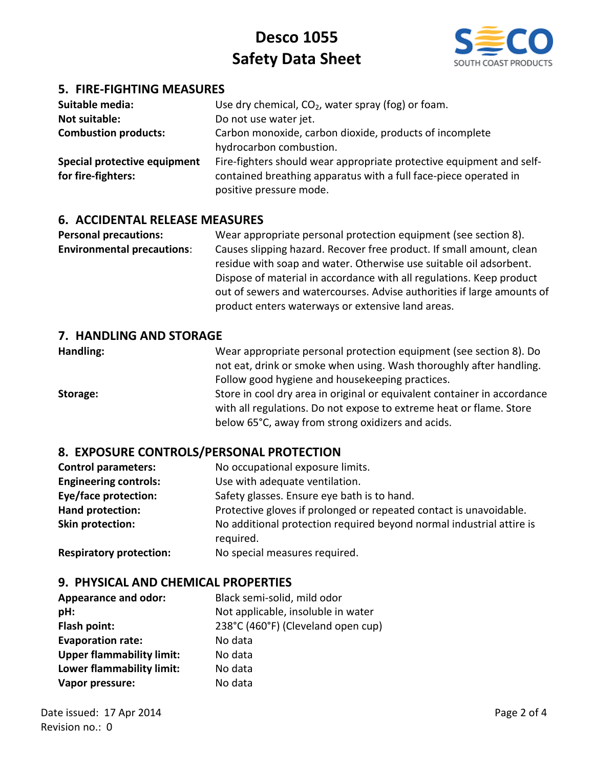## 5. FIRE-FIGHTING MEASURES

| | |
|---|---|
| **Suitable media:** | Use dry chemical, $CO_2$, water spray (fog) or foam. |
| **Not suitable:** | Do not use water jet. |
| **Combustion products:** | Carbon monoxide, carbon dioxide, products of incomplete hydrocarbon combustion. |
| **Special protective equipment for fire-fighters:** | Fire-fighters should wear appropriate protective equipment and self-contained breathing apparatus with a full face-piece operated in positive pressure mode. |

## 6. ACCIDENTAL RELEASE MEASURES

| | |
|---|---|
| **Personal precautions:** | Wear appropriate personal protection equipment (see section 8). |
| **Environmental precautions:** | Causes slipping hazard. Recover free product. If small amount, clean residue with soap and water. Otherwise use suitable oil adsorbent. Dispose of material in accordance with all regulations. Keep product out of sewers and watercourses. Advise authorities if large amounts of product enters waterways or extensive land areas. |

## 7. HANDLING AND STORAGE

| | |
|---|---|
| **Handling:** | Wear appropriate personal protection equipment (see section 8). Do not eat, drink or smoke when using. Wash thoroughly after handling. Follow good hygiene and housekeeping practices. |
| **Storage:** | Store in cool dry area in original or equivalent container in accordance with all regulations. Do not expose to extreme heat or flame. Store below 65°C, away from strong oxidizers and acids. |

## 8. EXPOSURE CONTROLS/PERSONAL PROTECTION

| | |
|---|---|
| **Control parameters:** | No occupational exposure limits. |
| **Engineering controls:** | Use with adequate ventilation. |
| **Eye/face protection:** | Safety glasses. Ensure eye bath is to hand. |
| **Hand protection:** | Protective gloves if prolonged or repeated contact is unavoidable. |
| **Skin protection:** | No additional protection required beyond normal industrial attire is required. |
| **Respiratory protection:** | No special measures required. |

## 9. PHYSICAL AND CHEMICAL PROPERTIES

| | |
|---|---|
| **Appearance and odor:** | Black semi-solid, mild odor |
| **pH:** | Not applicable, insoluble in water |
| **Flash point:** | 238°C (460°F) (Cleveland open cup) |
| **Evaporation rate:** | No data |
| **Upper flammability limit:** | No data |
| **Lower flammability limit:** | No data |
| **Vapor pressure:** | No data |

Date issued: 17 Apr 2014
Revision no.: 0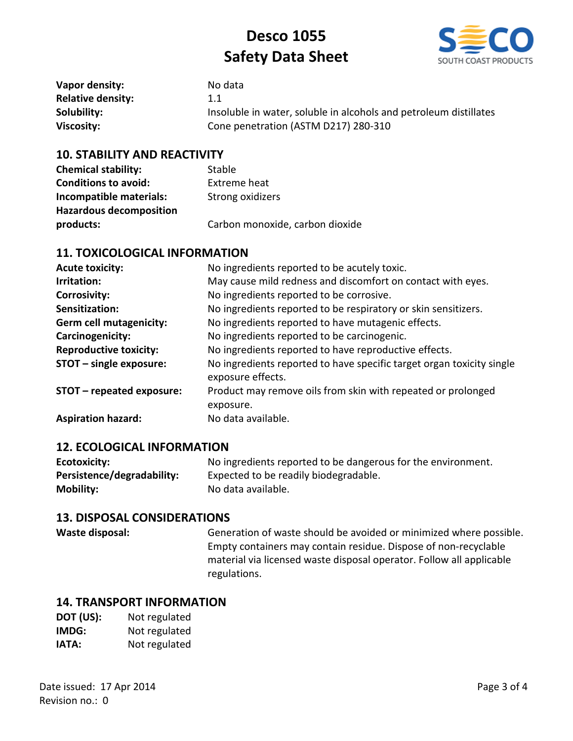**Vapor density:** No data
**Relative density:** 1.1
**Solubility:** Insoluble in water, soluble in alcohols and petroleum distillates
**Viscosity:** Cone penetration (ASTM D217) 280-310

## 10. STABILITY AND REACTIVITY

**Chemical stability:** Stable
**Conditions to avoid:** Extreme heat
**Incompatible materials:** Strong oxidizers
**Hazardous decomposition products:** Carbon monoxide, carbon dioxide

## 11. TOXICOLOGICAL INFORMATION

**Acute toxicity:** No ingredients reported to be acutely toxic.
**Irritation:** May cause mild redness and discomfort on contact with eyes.
**Corrosivity:** No ingredients reported to be corrosive.
**Sensitization:** No ingredients reported to be respiratory or skin sensitizers.
**Germ cell mutagenicity:** No ingredients reported to have mutagenic effects.
**Carcinogenicity:** No ingredients reported to be carcinogenic.
**Reproductive toxicity:** No ingredients reported to have reproductive effects.
**STOT – single exposure:** No ingredients reported to have specific target organ toxicity single exposure effects.
**STOT – repeated exposure:** Product may remove oils from skin with repeated or prolonged exposure.
**Aspiration hazard:** No data available.

## 12. ECOLOGICAL INFORMATION

**Ecotoxicity:** No ingredients reported to be dangerous for the environment.
**Persistence/degradability:** Expected to be readily biodegradable.
**Mobility:** No data available.

## 13. DISPOSAL CONSIDERATIONS

**Waste disposal:** Generation of waste should be avoided or minimized where possible. Empty containers may contain residue. Dispose of non-recyclable material via licensed waste disposal operator. Follow all applicable regulations.

## 14. TRANSPORT INFORMATION

**DOT (US):** Not regulated
**IMDG:** Not regulated
**IATA:** Not regulated

Date issued: 17 Apr 2014
Revision no.: 0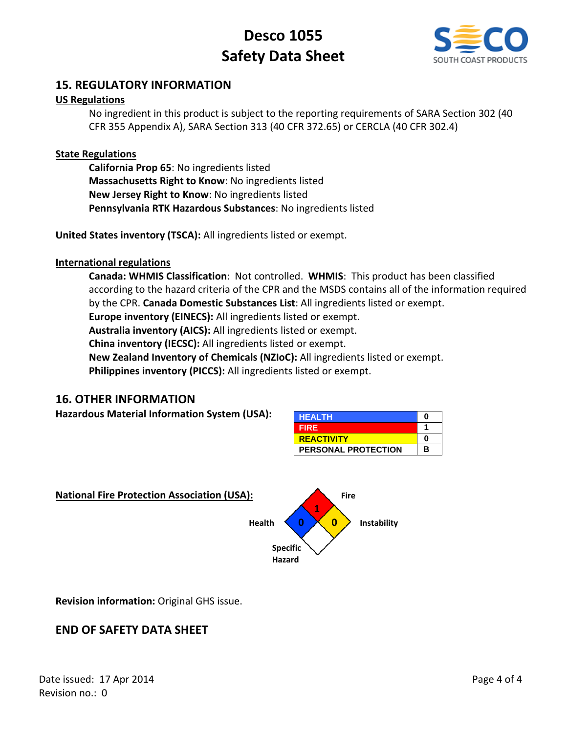## 15. REGULATORY INFORMATION

**US Regulations**

No ingredient in this product is subject to the reporting requirements of SARA Section 302 (40 CFR 355 Appendix A), SARA Section 313 (40 CFR 372.65) or CERCLA (40 CFR 302.4)

**State Regulations**

**California Prop 65**: No ingredients listed
**Massachusetts Right to Know**: No ingredients listed
**New Jersey Right to Know**: No ingredients listed
**Pennsylvania RTK Hazardous Substances**: No ingredients listed

**United States inventory (TSCA):** All ingredients listed or exempt.

**International regulations**

**Canada: WHMIS Classification**: Not controlled. **WHMIS**: This product has been classified according to the hazard criteria of the CPR and the MSDS contains all of the information required by the CPR. **Canada Domestic Substances List**: All ingredients listed or exempt.
**Europe inventory (EINECS):** All ingredients listed or exempt.
**Australia inventory (AICS):** All ingredients listed or exempt.
**China inventory (IECSC):** All ingredients listed or exempt.
**New Zealand Inventory of Chemicals (NZIoC):** All ingredients listed or exempt.
**Philippines inventory (PICCS):** All ingredients listed or exempt.

## 16. OTHER INFORMATION

**Hazardous Material Information System (USA):**

| | |
|---|---|
| HEALTH | 0 |
| FIRE | 1 |
| REACTIVITY | 0 |
| PERSONAL PROTECTION | B |

**National Fire Protection Association (USA):**

Fire: 1
Health: 0
Instability: 0
Specific Hazard

**Revision information:** Original GHS issue.

## END OF SAFETY DATA SHEET

Date issued: 17 Apr 2014
Revision no.: 0